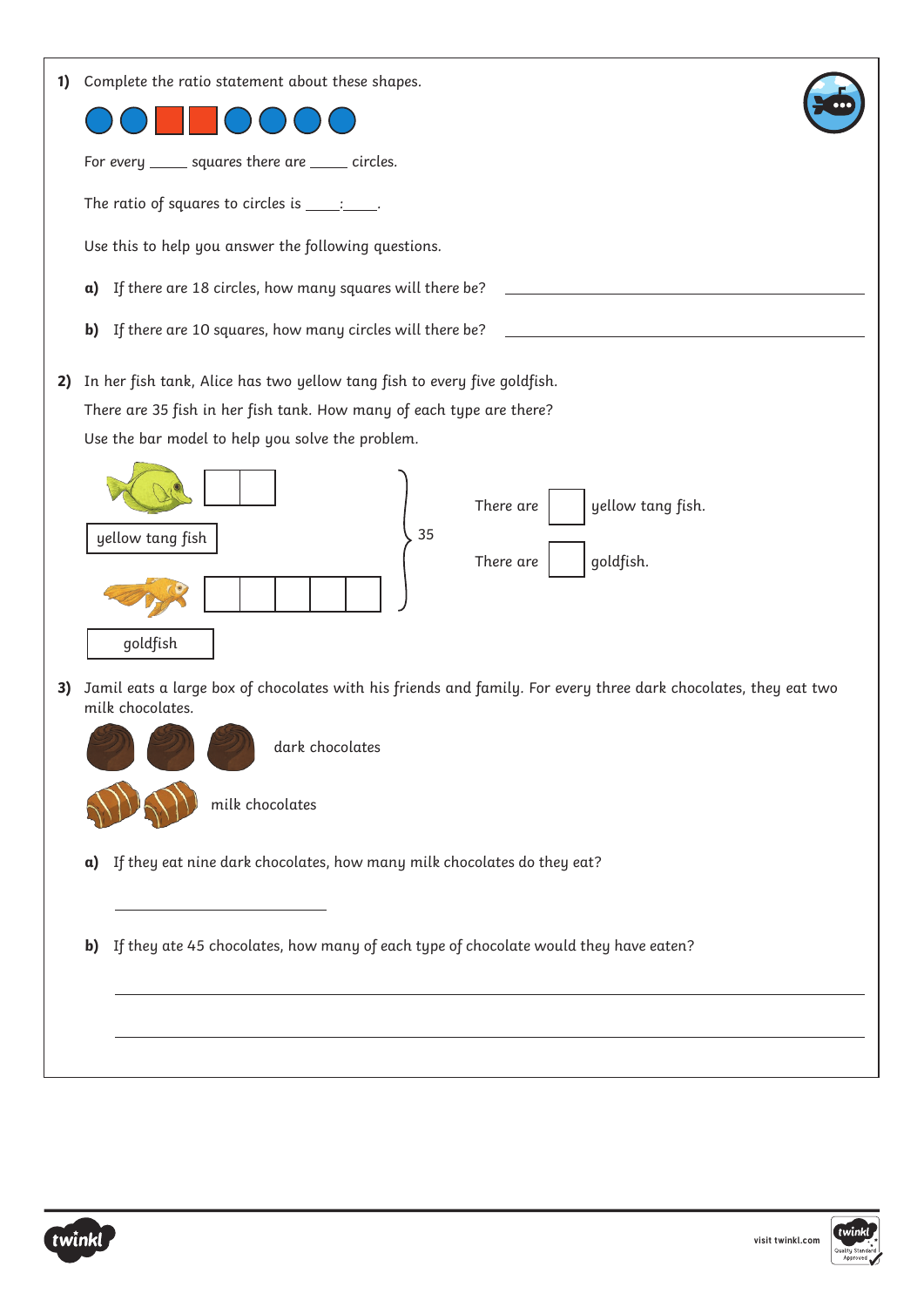**1)** Complete the ratio statement about these shapes.

For every _____ squares there are _____ circles.

The ratio of squares to circles is ____:____.

Use this to help you answer the following questions.

**a)** If there are 18 circles, how many squares will there be? ______________________________

**b)** If there are 10 squares, how many circles will there be? ______________________________

**2)** In her fish tank, Alice has two yellow tang fish to every five goldfish.

There are 35 fish in her fish tank. How many of each type are there?

Use the bar model to help you solve the problem.

yellow tang fish

goldfish

35

There are ☐ yellow tang fish.

There are ☐ goldfish.

**3)** Jamil eats a large box of chocolates with his friends and family. For every three dark chocolates, they eat two milk chocolates.

dark chocolates

milk chocolates

**a)** If they eat nine dark chocolates, how many milk chocolates do they eat?

______________________________

**b)** If they ate 45 chocolates, how many of each type of chocolate would they have eaten?

______________________________

______________________________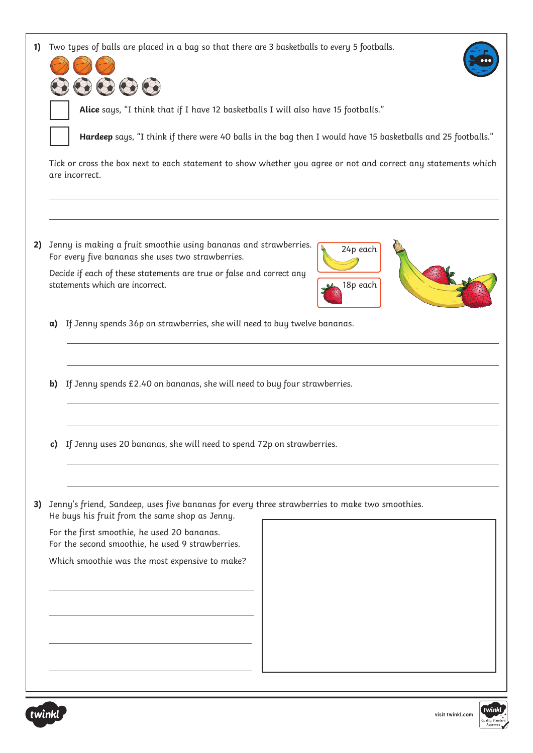**1)** Two types of balls are placed in a bag so that there are 3 basketballs to every 5 footballs.

☐ **Alice** says, "I think that if I have 12 basketballs I will also have 15 footballs."

☐ **Hardeep** says, "I think if there were 40 balls in the bag then I would have 15 basketballs and 25 footballs."

Tick or cross the box next to each statement to show whether you agree or not and correct any statements which are incorrect.

---

---

**2)** Jenny is making a fruit smoothie using bananas and strawberries. For every five bananas she uses two strawberries.

Decide if each of these statements are true or false and correct any statements which are incorrect.

24p each

18p each

**a)** If Jenny spends 36p on strawberries, she will need to buy twelve bananas.

---

---

**b)** If Jenny spends £2.40 on bananas, she will need to buy four strawberries.

---

---

**c)** If Jenny uses 20 bananas, she will need to spend 72p on strawberries.

---

---

**3)** Jenny's friend, Sandeep, uses five bananas for every three strawberries to make two smoothies. He buys his fruit from the same shop as Jenny.

For the first smoothie, he used 20 bananas.
For the second smoothie, he used 9 strawberries.

Which smoothie was the most expensive to make?

---

---

---

---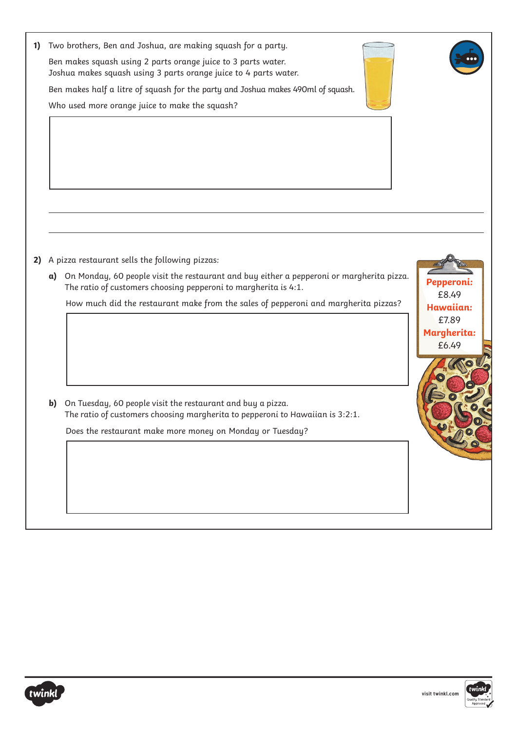**1)** Two brothers, Ben and Joshua, are making squash for a party.

Ben makes squash using 2 parts orange juice to 3 parts water.
Joshua makes squash using 3 parts orange juice to 4 parts water.

Ben makes half a litre of squash for the party and Joshua makes 490ml of squash.

Who used more orange juice to make the squash?

**2)** A pizza restaurant sells the following pizzas:

**Pepperoni:** £8.49
**Hawaiian:** £7.89
**Margherita:** £6.49

**a)** On Monday, 60 people visit the restaurant and buy either a pepperoni or margherita pizza. The ratio of customers choosing pepperoni to margherita is 4:1.

How much did the restaurant make from the sales of pepperoni and margherita pizzas?

**b)** On Tuesday, 60 people visit the restaurant and buy a pizza. The ratio of customers choosing margherita to pepperoni to Hawaiian is 3:2:1.

Does the restaurant make more money on Monday or Tuesday?